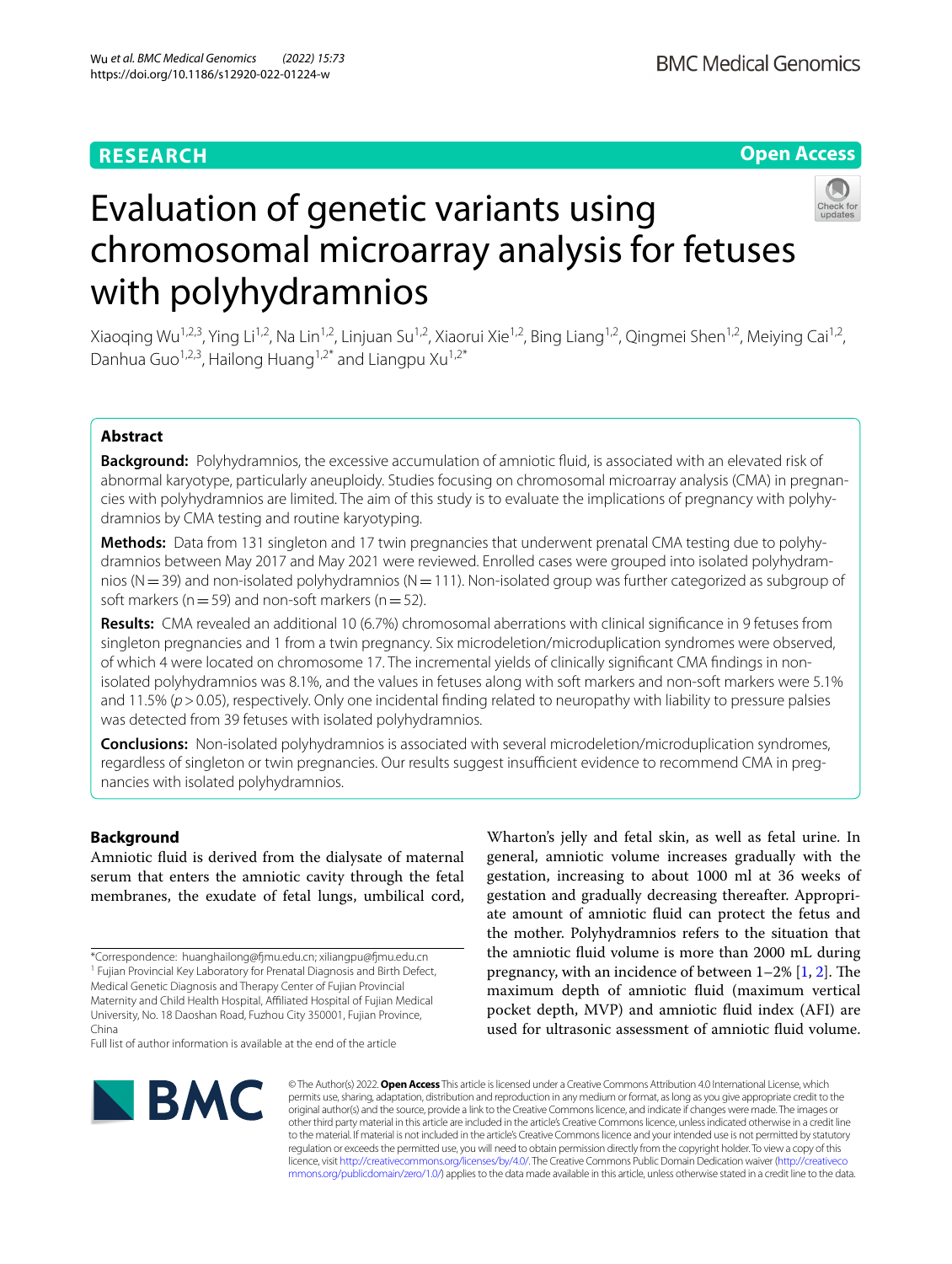RESEARCH

Open Access

# Evaluation of genetic variants using chromosomal microarray analysis for fetuses with polyhydramnios

Xiaoqing Wu[1,2,3], Ying Li[1,2], Na Lin[1,2], Linjuan Su[1,2], Xiaorui Xie[1,2], Bing Liang[1,2], Qingmei Shen[1,2], Meiying Cai[1,2], Danhua Guo[1,2,3], Hailong Huang[1,2*] and Liangpu Xu[1,2*]

## Abstract

**Background:** Polyhydramnios, the excessive accumulation of amniotic fluid, is associated with an elevated risk of abnormal karyotype, particularly aneuploidy. Studies focusing on chromosomal microarray analysis (CMA) in pregnancies with polyhydramnios are limited. The aim of this study is to evaluate the implications of pregnancy with polyhydramnios by CMA testing and routine karyotyping.

**Methods:** Data from 131 singleton and 17 twin pregnancies that underwent prenatal CMA testing due to polyhydramnios between May 2017 and May 2021 were reviewed. Enrolled cases were grouped into isolated polyhydramnios (N = 39) and non-isolated polyhydramnios (N = 111). Non-isolated group was further categorized as subgroup of soft markers (n = 59) and non-soft markers (n = 52).

**Results:** CMA revealed an additional 10 (6.7%) chromosomal aberrations with clinical significance in 9 fetuses from singleton pregnancies and 1 from a twin pregnancy. Six microdeletion/microduplication syndromes were observed, of which 4 were located on chromosome 17. The incremental yields of clinically significant CMA findings in non-isolated polyhydramnios was 8.1%, and the values in fetuses along with soft markers and non-soft markers were 5.1% and 11.5% ($p > 0.05$), respectively. Only one incidental finding related to neuropathy with liability to pressure palsies was detected from 39 fetuses with isolated polyhydramnios.

**Conclusions:** Non-isolated polyhydramnios is associated with several microdeletion/microduplication syndromes, regardless of singleton or twin pregnancies. Our results suggest insufficient evidence to recommend CMA in pregnancies with isolated polyhydramnios.

## Background

Amniotic fluid is derived from the dialysate of maternal serum that enters the amniotic cavity through the fetal membranes, the exudate of fetal lungs, umbilical cord, Wharton's jelly and fetal skin, as well as fetal urine. In general, amniotic volume increases gradually with the gestation, increasing to about 1000 ml at 36 weeks of gestation and gradually decreasing thereafter. Appropriate amount of amniotic fluid can protect the fetus and the mother. Polyhydramnios refers to the situation that the amniotic fluid volume is more than 2000 mL during pregnancy, with an incidence of between 1–2% [1, 2]. The maximum depth of amniotic fluid (maximum vertical pocket depth, MVP) and amniotic fluid index (AFI) are used for ultrasonic assessment of amniotic fluid volume.

*Correspondence: huanghailong@fjmu.edu.cn; xiliangpu@fjmu.edu.cn
[1] Fujian Provincial Key Laboratory for Prenatal Diagnosis and Birth Defect, Medical Genetic Diagnosis and Therapy Center of Fujian Provincial Maternity and Child Health Hospital, Affiliated Hospital of Fujian Medical University, No. 18 Daoshan Road, Fuzhou City 350001, Fujian Province, China
Full list of author information is available at the end of the article

© The Author(s) 2022. **Open Access** This article is licensed under a Creative Commons Attribution 4.0 International License, which permits use, sharing, adaptation, distribution and reproduction in any medium or format, as long as you give appropriate credit to the original author(s) and the source, provide a link to the Creative Commons licence, and indicate if changes were made. The images or other third party material in this article are included in the article's Creative Commons licence, unless indicated otherwise in a credit line to the material. If material is not included in the article's Creative Commons licence and your intended use is not permitted by statutory regulation or exceeds the permitted use, you will need to obtain permission directly from the copyright holder. To view a copy of this licence, visit http://creativecommons.org/licenses/by/4.0/. The Creative Commons Public Domain Dedication waiver (http://creativecommons.org/publicdomain/zero/1.0/) applies to the data made available in this article, unless otherwise stated in a credit line to the data.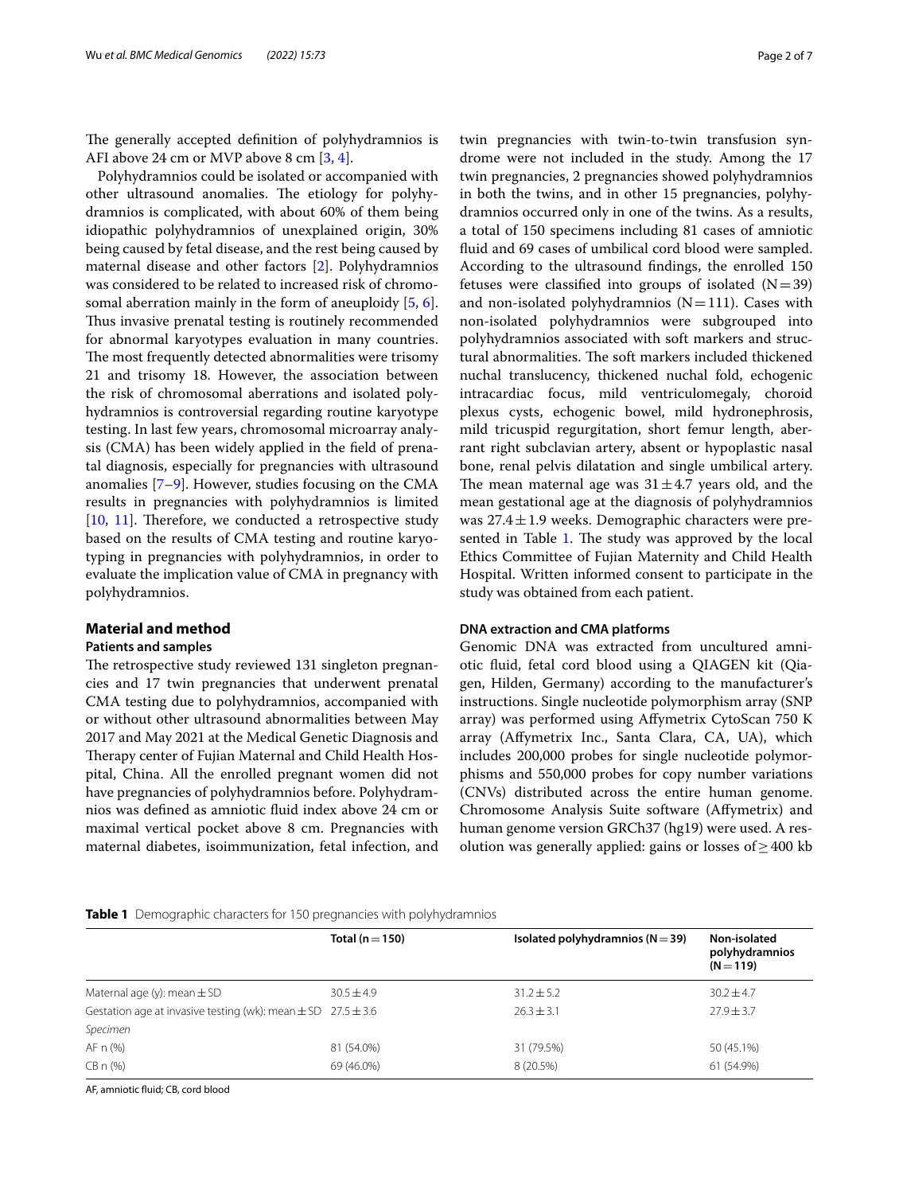The generally accepted definition of polyhydramnios is AFI above 24 cm or MVP above 8 cm [3, 4].

Polyhydramnios could be isolated or accompanied with other ultrasound anomalies. The etiology for polyhydramnios is complicated, with about 60% of them being idiopathic polyhydramnios of unexplained origin, 30% being caused by fetal disease, and the rest being caused by maternal disease and other factors [2]. Polyhydramnios was considered to be related to increased risk of chromosomal aberration mainly in the form of aneuploidy [5, 6]. Thus invasive prenatal testing is routinely recommended for abnormal karyotypes evaluation in many countries. The most frequently detected abnormalities were trisomy 21 and trisomy 18. However, the association between the risk of chromosomal aberrations and isolated polyhydramnios is controversial regarding routine karyotype testing. In last few years, chromosomal microarray analysis (CMA) has been widely applied in the field of prenatal diagnosis, especially for pregnancies with ultrasound anomalies [7–9]. However, studies focusing on the CMA results in pregnancies with polyhydramnios is limited [10, 11]. Therefore, we conducted a retrospective study based on the results of CMA testing and routine karyotyping in pregnancies with polyhydramnios, in order to evaluate the implication value of CMA in pregnancy with polyhydramnios.

## Material and method

### Patients and samples

The retrospective study reviewed 131 singleton pregnancies and 17 twin pregnancies that underwent prenatal CMA testing due to polyhydramnios, accompanied with or without other ultrasound abnormalities between May 2017 and May 2021 at the Medical Genetic Diagnosis and Therapy center of Fujian Maternal and Child Health Hospital, China. All the enrolled pregnant women did not have pregnancies of polyhydramnios before. Polyhydramnios was defined as amniotic fluid index above 24 cm or maximal vertical pocket above 8 cm. Pregnancies with maternal diabetes, isoimmunization, fetal infection, and twin pregnancies with twin-to-twin transfusion syndrome were not included in the study. Among the 17 twin pregnancies, 2 pregnancies showed polyhydramnios in both the twins, and in other 15 pregnancies, polyhydramnios occurred only in one of the twins. As a results, a total of 150 specimens including 81 cases of amniotic fluid and 69 cases of umbilical cord blood were sampled. According to the ultrasound findings, the enrolled 150 fetuses were classified into groups of isolated (N = 39) and non-isolated polyhydramnios (N = 111). Cases with non-isolated polyhydramnios were subgrouped into polyhydramnios associated with soft markers and structural abnormalities. The soft markers included thickened nuchal translucency, thickened nuchal fold, echogenic intracardiac focus, mild ventriculomegaly, choroid plexus cysts, echogenic bowel, mild hydronephrosis, mild tricuspid regurgitation, short femur length, aberrant right subclavian artery, absent or hypoplastic nasal bone, renal pelvis dilatation and single umbilical artery. The mean maternal age was 31 ± 4.7 years old, and the mean gestational age at the diagnosis of polyhydramnios was 27.4 ± 1.9 weeks. Demographic characters were presented in Table 1. The study was approved by the local Ethics Committee of Fujian Maternity and Child Health Hospital. Written informed consent to participate in the study was obtained from each patient.

### DNA extraction and CMA platforms

Genomic DNA was extracted from uncultured amniotic fluid, fetal cord blood using a QIAGEN kit (Qiagen, Hilden, Germany) according to the manufacturer's instructions. Single nucleotide polymorphism array (SNP array) was performed using Affymetrix CytoScan 750 K array (Affymetrix Inc., Santa Clara, CA, UA), which includes 200,000 probes for single nucleotide polymorphisms and 550,000 probes for copy number variations (CNVs) distributed across the entire human genome. Chromosome Analysis Suite software (Affymetrix) and human genome version GRCh37 (hg19) were used. A resolution was generally applied: gains or losses of ≥ 400 kb

**Table 1** Demographic characters for 150 pregnancies with polyhydramnios

| | Total (n = 150) | Isolated polyhydramnios (N = 39) | Non-isolated polyhydramnios (N = 119) |
|---|---|---|---|
| Maternal age (y): mean ± SD | 30.5 ± 4.9 | 31.2 ± 5.2 | 30.2 ± 4.7 |
| Gestation age at invasive testing (wk): mean ± SD | 27.5 ± 3.6 | 26.3 ± 3.1 | 27.9 ± 3.7 |
| *Specimen* | | | |
| AF n (%) | 81 (54.0%) | 31 (79.5%) | 50 (45.1%) |
| CB n (%) | 69 (46.0%) | 8 (20.5%) | 61 (54.9%) |

AF, amniotic fluid; CB, cord blood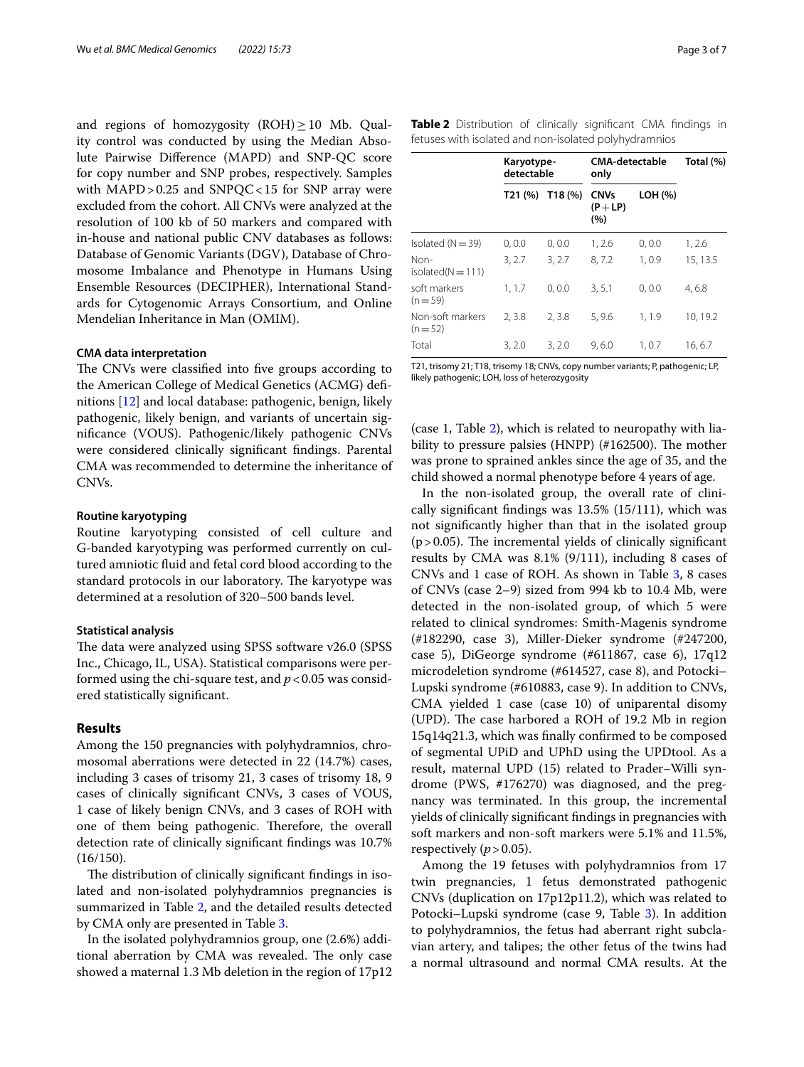and regions of homozygosity (ROH) $\geq$ 10 Mb. Quality control was conducted by using the Median Absolute Pairwise Difference (MAPD) and SNP-QC score for copy number and SNP probes, respectively. Samples with MAPD > 0.25 and SNPQC < 15 for SNP array were excluded from the cohort. All CNVs were analyzed at the resolution of 100 kb of 50 markers and compared with in-house and national public CNV databases as follows: Database of Genomic Variants (DGV), Database of Chromosome Imbalance and Phenotype in Humans Using Ensemble Resources (DECIPHER), International Standards for Cytogenomic Arrays Consortium, and Online Mendelian Inheritance in Man (OMIM).

#### CMA data interpretation

The CNVs were classified into five groups according to the American College of Medical Genetics (ACMG) definitions [12] and local database: pathogenic, benign, likely pathogenic, likely benign, and variants of uncertain significance (VOUS). Pathogenic/likely pathogenic CNVs were considered clinically significant findings. Parental CMA was recommended to determine the inheritance of CNVs.

#### Routine karyotyping

Routine karyotyping consisted of cell culture and G-banded karyotyping was performed currently on cultured amniotic fluid and fetal cord blood according to the standard protocols in our laboratory. The karyotype was determined at a resolution of 320–500 bands level.

#### Statistical analysis

The data were analyzed using SPSS software v26.0 (SPSS Inc., Chicago, IL, USA). Statistical comparisons were performed using the chi-square test, and $p < 0.05$ was considered statistically significant.

## Results

Among the 150 pregnancies with polyhydramnios, chromosomal aberrations were detected in 22 (14.7%) cases, including 3 cases of trisomy 21, 3 cases of trisomy 18, 9 cases of clinically significant CNVs, 3 cases of VOUS, 1 case of likely benign CNVs, and 3 cases of ROH with one of them being pathogenic. Therefore, the overall detection rate of clinically significant findings was 10.7% (16/150).

The distribution of clinically significant findings in isolated and non-isolated polyhydramnios pregnancies is summarized in Table 2, and the detailed results detected by CMA only are presented in Table 3.

In the isolated polyhydramnios group, one (2.6%) additional aberration by CMA was revealed. The only case showed a maternal 1.3 Mb deletion in the region of 17p12 (case 1, Table 2), which is related to neuropathy with liability to pressure palsies (HNPP) (#162500). The mother was prone to sprained ankles since the age of 35, and the child showed a normal phenotype before 4 years of age.

**Table 2** Distribution of clinically significant CMA findings in fetuses with isolated and non-isolated polyhydramnios

| | Karyotype-detectable | | CMA-detectable only | | Total (%) |
|---|---|---|---|---|---|
| | T21 (%) | T18 (%) | CNVs (P + LP) (%) | LOH (%) | |
| Isolated (N = 39) | 0, 0.0 | 0, 0.0 | 1, 2.6 | 0, 0.0 | 1, 2.6 |
| Non-isolated (N = 111) | 3, 2.7 | 3, 2.7 | 8, 7.2 | 1, 0.9 | 15, 13.5 |
| soft markers (n = 59) | 1, 1.7 | 0, 0.0 | 3, 5.1 | 0, 0.0 | 4, 6.8 |
| Non-soft markers (n = 52) | 2, 3.8 | 2, 3.8 | 5, 9.6 | 1, 1.9 | 10, 19.2 |
| Total | 3, 2.0 | 3, 2.0 | 9, 6.0 | 1, 0.7 | 16, 6.7 |

T21, trisomy 21; T18, trisomy 18; CNVs, copy number variants; P, pathogenic; LP, likely pathogenic; LOH, loss of heterozygosity

In the non-isolated group, the overall rate of clinically significant findings was 13.5% (15/111), which was not significantly higher than that in the isolated group ($p > 0.05$). The incremental yields of clinically significant results by CMA was 8.1% (9/111), including 8 cases of CNVs and 1 case of ROH. As shown in Table 3, 8 cases of CNVs (case 2–9) sized from 994 kb to 10.4 Mb, were detected in the non-isolated group, of which 5 were related to clinical syndromes: Smith-Magenis syndrome (#182290, case 3), Miller-Dieker syndrome (#247200, case 5), DiGeorge syndrome (#611867, case 6), 17q12 microdeletion syndrome (#614527, case 8), and Potocki–Lupski syndrome (#610883, case 9). In addition to CNVs, CMA yielded 1 case (case 10) of uniparental disomy (UPD). The case harbored a ROH of 19.2 Mb in region 15q14q21.3, which was finally confirmed to be composed of segmental UPiD and UPhD using the UPDtool. As a result, maternal UPD (15) related to Prader–Willi syndrome (PWS, #176270) was diagnosed, and the pregnancy was terminated. In this group, the incremental yields of clinically significant findings in pregnancies with soft markers and non-soft markers were 5.1% and 11.5%, respectively ($p > 0.05$).

Among the 19 fetuses with polyhydramnios from 17 twin pregnancies, 1 fetus demonstrated pathogenic CNVs (duplication on 17p12p11.2), which was related to Potocki–Lupski syndrome (case 9, Table 3). In addition to polyhydramnios, the fetus had aberrant right subclavian artery, and talipes; the other fetus of the twins had a normal ultrasound and normal CMA results. At the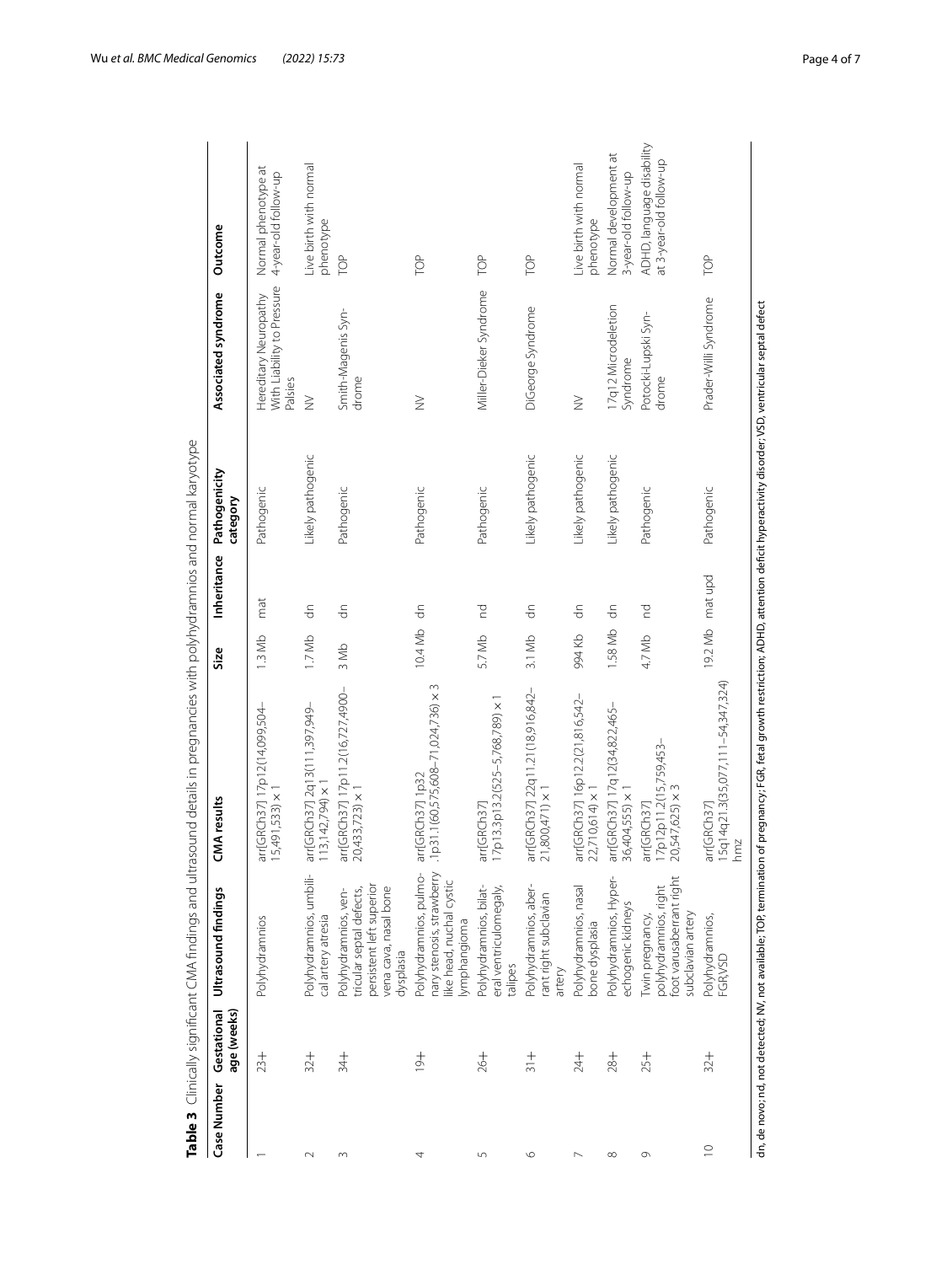**Table 3** Clinically significant CMA findings and ultrasound details in pregnancies with polyhydramnios and normal karyotype

| Case Number | Gestational age (weeks) | Ultrasound findings | CMA results | Size | Inheritance | Pathogenicity category | Associated syndrome | Outcome |
|---|---|---|---|---|---|---|---|---|
| 1 | 23+ | Polyhydramnios | arr[GRCh37] 17p12(14,099,504–15,491,533) × 1 | 1.3 Mb | mat | Pathogenic | Hereditary Neuropathy With Liability to Pressure Palsies | Normal phenotype at 4-year-old follow-up |
| 2 | 32+ | Polyhydramnios, umbilical artery atresia | arr[GRCh37] 2q13(111,397,949–113,142,794) × 1 | 1.7 Mb | dn | Likely pathogenic | NV | Live birth with normal phenotype |
| 3 | 34+ | Polyhydramnios, ventricular septal defects, persistent left superior vena cava, nasal bone dysplasia | arr[GRCh37] 17p11.2(16,727,4900–20,433,723) × 1 | 3 Mb | dn | Pathogenic | Smith-Magenis Syndrome | TOP |
| 4 | 19+ | Polyhydramnios, pulmonary stenosis, strawberry like head, nuchal cystic lymphangioma | arr[GRCh37] 1p32 1p31.1(60,575,608–71,024,736) × 3 | 10.4 Mb | dn | Pathogenic | NV | TOP |
| 5 | 26+ | Polyhydramnios, bilateral ventriculomegaly, talipes | arr[GRCh37] 17p13.3p13.2(525–5,768,789) × 1 | 5.7 Mb | nd | Pathogenic | Miller-Dieker Syndrome | TOP |
| 6 | 31+ | Polyhydramnios, aberrant right subclavian artery | arr[GRCh37] 22q11.21(18,916,842–21,800,471) × 1 | 3.1 Mb | dn | Likely pathogenic | DiGeorge Syndrome | TOP |
| 7 | 24+ | Polyhydramnios, nasal bone dysplasia | arr[GRCh37] 16p12.2(21,816,542–22,710,614) × 1 | 994 Kb | dn | Likely pathogenic | NV | Live birth with normal phenotype |
| 8 | 28+ | Polyhydramnios, Hyper-echogenic kidneys | arr[GRCh37] 17q12(34,822,465–36,404,555) × 1 | 1.58 Mb | dn | Likely pathogenic | 17q12 Microdeletion Syndrome | Normal development at 3-year-old follow-up |
| 9 | 25+ | Twin pregnancy, polyhydramnios, right foot varus aberrant right subclavian artery | arr[GRCh37] 17p12p11.2(15,759,453–20,547,625) × 3 | 4.7 Mb | nd | Pathogenic | Potocki-Lupski Syndrome | ADHD, language disability at 3-year-old follow-up |
| 10 | 32+ | Polyhydramnios, FGR,VSD | arr[GRCh37] 15q14q21.3(35,077,111–54,347,324) hmz | 19.2 Mb | mat upd | Pathogenic | Prader-Willi Syndrome | TOP |

dn, de novo; nd, not detected; NV, not available; TOP, termination of pregnancy; FGR, fetal growth restriction; ADHD, attention deficit hyperactivity disorder; VSD, ventricular septal defect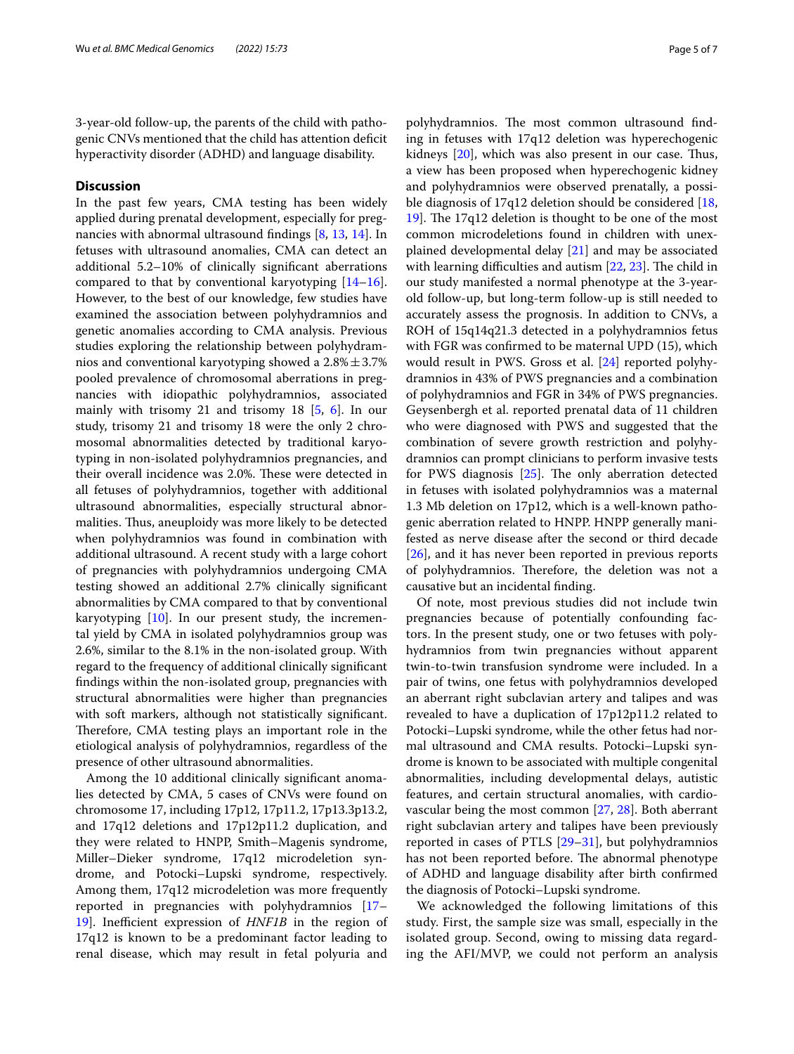3-year-old follow-up, the parents of the child with pathogenic CNVs mentioned that the child has attention deficit hyperactivity disorder (ADHD) and language disability.

## Discussion

In the past few years, CMA testing has been widely applied during prenatal development, especially for pregnancies with abnormal ultrasound findings [8, 13, 14]. In fetuses with ultrasound anomalies, CMA can detect an additional 5.2–10% of clinically significant aberrations compared to that by conventional karyotyping [14–16]. However, to the best of our knowledge, few studies have examined the association between polyhydramnios and genetic anomalies according to CMA analysis. Previous studies exploring the relationship between polyhydramnios and conventional karyotyping showed a 2.8% ± 3.7% pooled prevalence of chromosomal aberrations in pregnancies with idiopathic polyhydramnios, associated mainly with trisomy 21 and trisomy 18 [5, 6]. In our study, trisomy 21 and trisomy 18 were the only 2 chromosomal abnormalities detected by traditional karyotyping in non-isolated polyhydramnios pregnancies, and their overall incidence was 2.0%. These were detected in all fetuses of polyhydramnios, together with additional ultrasound abnormalities, especially structural abnormalities. Thus, aneuploidy was more likely to be detected when polyhydramnios was found in combination with additional ultrasound. A recent study with a large cohort of pregnancies with polyhydramnios undergoing CMA testing showed an additional 2.7% clinically significant abnormalities by CMA compared to that by conventional karyotyping [10]. In our present study, the incremental yield by CMA in isolated polyhydramnios group was 2.6%, similar to the 8.1% in the non-isolated group. With regard to the frequency of additional clinically significant findings within the non-isolated group, pregnancies with structural abnormalities were higher than pregnancies with soft markers, although not statistically significant. Therefore, CMA testing plays an important role in the etiological analysis of polyhydramnios, regardless of the presence of other ultrasound abnormalities.

Among the 10 additional clinically significant anomalies detected by CMA, 5 cases of CNVs were found on chromosome 17, including 17p12, 17p11.2, 17p13.3p13.2, and 17q12 deletions and 17p12p11.2 duplication, and they were related to HNPP, Smith–Magenis syndrome, Miller–Dieker syndrome, 17q12 microdeletion syndrome, and Potocki–Lupski syndrome, respectively. Among them, 17q12 microdeletion was more frequently reported in pregnancies with polyhydramnios [17–19]. Inefficient expression of *HNF1B* in the region of 17q12 is known to be a predominant factor leading to renal disease, which may result in fetal polyuria and polyhydramnios. The most common ultrasound finding in fetuses with 17q12 deletion was hyperechogenic kidneys [20], which was also present in our case. Thus, a view has been proposed when hyperechogenic kidney and polyhydramnios were observed prenatally, a possible diagnosis of 17q12 deletion should be considered [18, 19]. The 17q12 deletion is thought to be one of the most common microdeletions found in children with unexplained developmental delay [21] and may be associated with learning difficulties and autism [22, 23]. The child in our study manifested a normal phenotype at the 3-year-old follow-up, but long-term follow-up is still needed to accurately assess the prognosis. In addition to CNVs, a ROH of 15q14q21.3 detected in a polyhydramnios fetus with FGR was confirmed to be maternal UPD (15), which would result in PWS. Gross et al. [24] reported polyhydramnios in 43% of PWS pregnancies and a combination of polyhydramnios and FGR in 34% of PWS pregnancies. Geysenbergh et al. reported prenatal data of 11 children who were diagnosed with PWS and suggested that the combination of severe growth restriction and polyhydramnios can prompt clinicians to perform invasive tests for PWS diagnosis [25]. The only aberration detected in fetuses with isolated polyhydramnios was a maternal 1.3 Mb deletion on 17p12, which is a well-known pathogenic aberration related to HNPP. HNPP generally manifested as nerve disease after the second or third decade [26], and it has never been reported in previous reports of polyhydramnios. Therefore, the deletion was not a causative but an incidental finding.

Of note, most previous studies did not include twin pregnancies because of potentially confounding factors. In the present study, one or two fetuses with polyhydramnios from twin pregnancies without apparent twin-to-twin transfusion syndrome were included. In a pair of twins, one fetus with polyhydramnios developed an aberrant right subclavian artery and talipes and was revealed to have a duplication of 17p12p11.2 related to Potocki–Lupski syndrome, while the other fetus had normal ultrasound and CMA results. Potocki–Lupski syndrome is known to be associated with multiple congenital abnormalities, including developmental delays, autistic features, and certain structural anomalies, with cardiovascular being the most common [27, 28]. Both aberrant right subclavian artery and talipes have been previously reported in cases of PTLS [29–31], but polyhydramnios has not been reported before. The abnormal phenotype of ADHD and language disability after birth confirmed the diagnosis of Potocki–Lupski syndrome.

We acknowledged the following limitations of this study. First, the sample size was small, especially in the isolated group. Second, owing to missing data regarding the AFI/MVP, we could not perform an analysis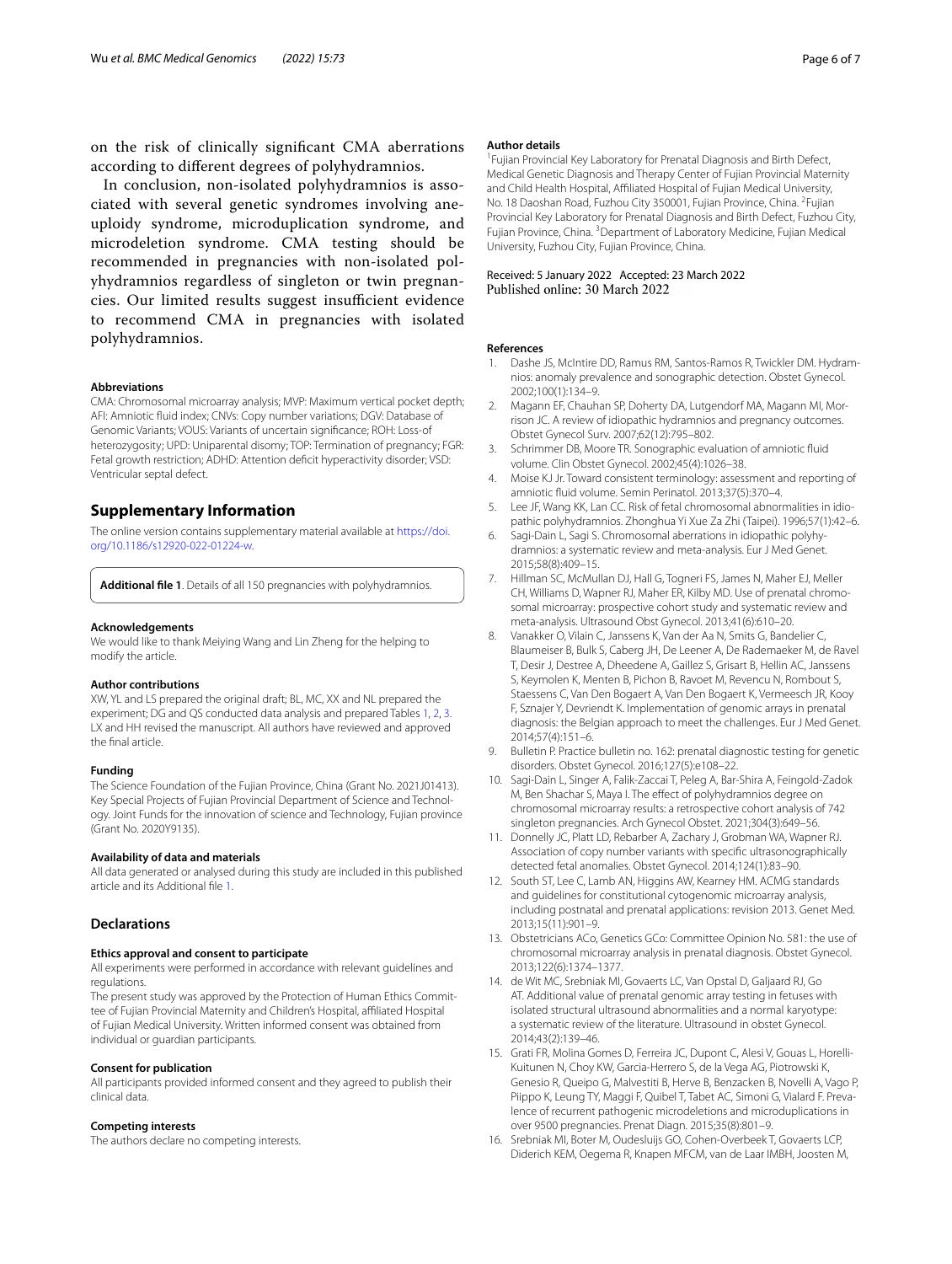on the risk of clinically significant CMA aberrations according to different degrees of polyhydramnios.

In conclusion, non-isolated polyhydramnios is associated with several genetic syndromes involving aneuploidy syndrome, microduplication syndrome, and microdeletion syndrome. CMA testing should be recommended in pregnancies with non-isolated polyhydramnios regardless of singleton or twin pregnancies. Our limited results suggest insufficient evidence to recommend CMA in pregnancies with isolated polyhydramnios.

#### Abbreviations

CMA: Chromosomal microarray analysis; MVP: Maximum vertical pocket depth; AFI: Amniotic fluid index; CNVs: Copy number variations; DGV: Database of Genomic Variants; VOUS: Variants of uncertain significance; ROH: Loss-of heterozygosity; UPD: Uniparental disomy; TOP: Termination of pregnancy; FGR: Fetal growth restriction; ADHD: Attention deficit hyperactivity disorder; VSD: Ventricular septal defect.

## Supplementary Information

The online version contains supplementary material available at https://doi.org/10.1186/s12920-022-01224-w.

**Additional file 1**. Details of all 150 pregnancies with polyhydramnios.

#### Acknowledgements

We would like to thank Meiying Wang and Lin Zheng for the helping to modify the article.

#### Author contributions

XW, YL and LS prepared the original draft; BL, MC, XX and NL prepared the experiment; DG and QS conducted data analysis and prepared Tables 1, 2, 3. LX and HH revised the manuscript. All authors have reviewed and approved the final article.

#### Funding

The Science Foundation of the Fujian Province, China (Grant No. 2021J01413). Key Special Projects of Fujian Provincial Department of Science and Technology. Joint Funds for the innovation of science and Technology, Fujian province (Grant No. 2020Y9135).

#### Availability of data and materials

All data generated or analysed during this study are included in this published article and its Additional file 1.

## Declarations

#### Ethics approval and consent to participate

All experiments were performed in accordance with relevant guidelines and regulations.

The present study was approved by the Protection of Human Ethics Committee of Fujian Provincial Maternity and Children's Hospital, affiliated Hospital of Fujian Medical University. Written informed consent was obtained from individual or guardian participants.

#### Consent for publication

All participants provided informed consent and they agreed to publish their clinical data.

#### Competing interests

The authors declare no competing interests.

#### Author details

[1]Fujian Provincial Key Laboratory for Prenatal Diagnosis and Birth Defect, Medical Genetic Diagnosis and Therapy Center of Fujian Provincial Maternity and Child Health Hospital, Affiliated Hospital of Fujian Medical University, No. 18 Daoshan Road, Fuzhou City 350001, Fujian Province, China. [2]Fujian Provincial Key Laboratory for Prenatal Diagnosis and Birth Defect, Fuzhou City, Fujian Province, China. [3]Department of Laboratory Medicine, Fujian Medical University, Fuzhou City, Fujian Province, China.

Received: 5 January 2022 Accepted: 23 March 2022
Published online: 30 March 2022

#### References

1. Dashe JS, McIntire DD, Ramus RM, Santos-Ramos R, Twickler DM. Hydramnios: anomaly prevalence and sonographic detection. Obstet Gynecol. 2002;100(1):134–9.
2. Magann EF, Chauhan SP, Doherty DA, Lutgendorf MA, Magann MI, Morrison JC. A review of idiopathic hydramnios and pregnancy outcomes. Obstet Gynecol Surv. 2007;62(12):795–802.
3. Schrimmer DB, Moore TR. Sonographic evaluation of amniotic fluid volume. Clin Obstet Gynecol. 2002;45(4):1026–38.
4. Moise KJ Jr. Toward consistent terminology: assessment and reporting of amniotic fluid volume. Semin Perinatol. 2013;37(5):370–4.
5. Lee JF, Wang KK, Lan CC. Risk of fetal chromosomal abnormalities in idiopathic polyhydramnios. Zhonghua Yi Xue Za Zhi (Taipei). 1996;57(1):42–6.
6. Sagi-Dain L, Sagi S. Chromosomal aberrations in idiopathic polyhydramnios: a systematic review and meta-analysis. Eur J Med Genet. 2015;58(8):409–15.
7. Hillman SC, McMullan DJ, Hall G, Togneri FS, James N, Maher EJ, Meller CH, Williams D, Wapner RJ, Maher ER, Kilby MD. Use of prenatal chromosomal microarray: prospective cohort study and systematic review and meta-analysis. Ultrasound Obst Gynecol. 2013;41(6):610–20.
8. Vanakker O, Vilain C, Janssens K, Van der Aa N, Smits G, Bandelier C, Blaumeiser B, Bulk S, Caberg JH, De Leener A, De Rademaeker M, de Ravel T, Desir J, Destree A, Dheedene A, Gaillez S, Grisart B, Hellin AC, Janssens S, Keymolen K, Menten B, Pichon B, Ravoet M, Revencu N, Rombout S, Staessens C, Van Den Bogaert A, Van Den Bogaert K, Vermeesch JR, Kooy F, Sznajer Y, Devriendt K. Implementation of genomic arrays in prenatal diagnosis: the Belgian approach to meet the challenges. Eur J Med Genet. 2014;57(4):151–6.
9. Bulletin P. Practice bulletin no. 162: prenatal diagnostic testing for genetic disorders. Obstet Gynecol. 2016;127(5):e108–22.
10. Sagi-Dain L, Singer A, Falik-Zaccai T, Peleg A, Bar-Shira A, Feingold-Zadok M, Ben Shachar S, Maya I. The effect of polyhydramnios degree on chromosomal microarray results: a retrospective cohort analysis of 742 singleton pregnancies. Arch Gynecol Obstet. 2021;304(3):649–56.
11. Donnelly JC, Platt LD, Rebarber A, Zachary J, Grobman WA, Wapner RJ. Association of copy number variants with specific ultrasonographically detected fetal anomalies. Obstet Gynecol. 2014;124(1):83–90.
12. South ST, Lee C, Lamb AN, Higgins AW, Kearney HM. ACMG standards and guidelines for constitutional cytogenomic microarray analysis, including postnatal and prenatal applications: revision 2013. Genet Med. 2013;15(11):901–9.
13. Obstetricians ACo, Genetics GCo: Committee Opinion No. 581: the use of chromosomal microarray analysis in prenatal diagnosis. Obstet Gynecol. 2013;122(6):1374–1377.
14. de Wit MC, Srebniak MI, Govaerts LC, Van Opstal D, Galjaard RJ, Go AT. Additional value of prenatal genomic array testing in fetuses with isolated structural ultrasound abnormalities and a normal karyotype: a systematic review of the literature. Ultrasound in obstet Gynecol. 2014;43(2):139–46.
15. Grati FR, Molina Gomes D, Ferreira JC, Dupont C, Alesi V, Gouas L, Horelli-Kuitunen N, Choy KW, Garcia-Herrero S, de la Vega AG, Piotrowski K, Genesio R, Queipo G, Malvestiti B, Herve B, Benzacken B, Novelli A, Vago P, Piippo K, Leung TY, Maggi F, Quibel T, Tabet AC, Simoni G, Vialard F. Prevalence of recurrent pathogenic microdeletions and microduplications in over 9500 pregnancies. Prenat Diagn. 2015;35(8):801–9.
16. Srebniak MI, Boter M, Oudesluijs GO, Cohen-Overbeek T, Govaerts LCP, Diderich KEM, Oegema R, Knapen MFCM, van de Laar IMBH, Joosten M,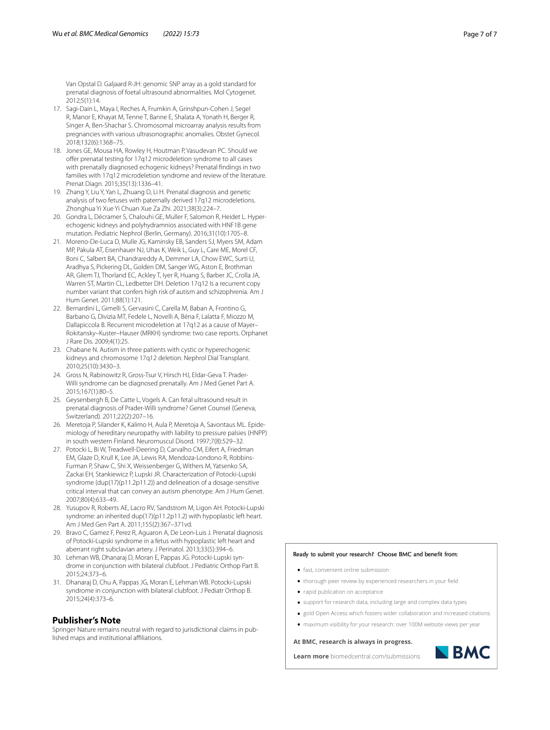Van Opstal D. Galjaard R-JH: genomic SNP array as a gold standard for prenatal diagnosis of foetal ultrasound abnormalities. Mol Cytogenet. 2012;5(1):14.

17. Sagi-Dain L, Maya I, Reches A, Frumkin A, Grinshpun-Cohen J, Segel R, Manor E, Khayat M, Tenne T, Banne E, Shalata A, Yonath H, Berger R, Singer A, Ben-Shachar S. Chromosomal microarray analysis results from pregnancies with various ultrasonographic anomalies. Obstet Gynecol. 2018;132(6):1368–75.
18. Jones GE, Mousa HA, Rowley H, Houtman P, Vasudevan PC. Should we offer prenatal testing for 17q12 microdeletion syndrome to all cases with prenatally diagnosed echogenic kidneys? Prenatal findings in two families with 17q12 microdeletion syndrome and review of the literature. Prenat Diagn. 2015;35(13):1336–41.
19. Zhang Y, Liu Y, Yan L, Zhuang D, Li H. Prenatal diagnosis and genetic analysis of two fetuses with paternally derived 17q12 microdeletions. Zhonghua Yi Xue Yi Chuan Xue Za Zhi. 2021;38(3):224–7.
20. Gondra L, Décramer S, Chalouhi GE, Muller F, Salomon R, Heidet L. Hyperechogenic kidneys and polyhydramnios associated with HNF1B gene mutation. Pediatric Nephrol (Berlin, Germany). 2016;31(10):1705–8.
21. Moreno-De-Luca D, Mulle JG, Kaminsky EB, Sanders SJ, Myers SM, Adam MP, Pakula AT, Eisenhauer NJ, Uhas K, Weik L, Guy L, Care ME, Morel CF, Boni C, Salbert BA, Chandrareddy A, Demmer LA, Chow EWC, Surti U, Aradhya S, Pickering DL, Golden DM, Sanger WG, Aston E, Brothman AR, Gliem TJ, Thorland EC, Ackley T, Iyer R, Huang S, Barber JC, Crolla JA, Warren ST, Martin CL, Ledbetter DH. Deletion 17q12 Is a recurrent copy number variant that confers high risk of autism and schizophrenia. Am J Hum Genet. 2011;88(1):121.
22. Bernardini L, Gimelli S, Gervasini C, Carella M, Baban A, Frontino G, Barbano G, Divizia MT, Fedele L, Novelli A, Béna F, Lalatta F, Miozzo M, Dallapiccola B. Recurrent microdeletion at 17q12 as a cause of Mayer–Rokitansky–Kuster–Hauser (MRKH) syndrome: two case reports. Orphanet J Rare Dis. 2009;4(1):25.
23. Chabane N. Autism in three patients with cystic or hyperechogenic kidneys and chromosome 17q12 deletion. Nephrol Dial Transplant. 2010;25(10):3430–3.
24. Gross N, Rabinowitz R, Gross-Tsur V, Hirsch HJ, Eldar-Geva T. Prader-Willi syndrome can be diagnosed prenatally. Am J Med Genet Part A. 2015;167(1):80–5.
25. Geysenbergh B, De Catte L, Vogels A. Can fetal ultrasound result in prenatal diagnosis of Prader-Willi syndrome? Genet Counsel (Geneva, Switzerland). 2011;22(2):207–16.
26. Meretoja P, Silander K, Kalimo H, Aula P, Meretoja A, Savontaus ML. Epidemiology of hereditary neuropathy with liability to pressure palsies (HNPP) in south western Finland. Neuromuscul Disord. 1997;7(8):529–32.
27. Potocki L, Bi W, Treadwell-Deering D, Carvalho CM, Eifert A, Friedman EM, Glaze D, Krull K, Lee JA, Lewis RA, Mendoza-Londono R, Robbins-Furman P, Shaw C, Shi X, Weissenberger G, Withers M, Yatsenko SA, Zackai EH, Stankiewicz P, Lupski JR. Characterization of Potocki-Lupski syndrome (dup(17)(p11.2p11.2)) and delineation of a dosage-sensitive critical interval that can convey an autism phenotype. Am J Hum Genet. 2007;80(4):633–49.
28. Yusupov R, Roberts AE, Lacro RV, Sandstrom M, Ligon AH. Potocki-Lupski syndrome: an inherited dup(17)(p11.2p11.2) with hypoplastic left heart. Am J Med Gen Part A. 2011;155(2):367–371vd.
29. Bravo C, Gamez F, Perez R, Aguaron A, De Leon-Luis J. Prenatal diagnosis of Potocki-Lupski syndrome in a fetus with hypoplastic left heart and aberrant right subclavian artery. J Perinatol. 2013;33(5):394–6.
30. Lehman WB, Dhanaraj D, Moran E, Pappas JG. Potocki-Lupski syndrome in conjunction with bilateral clubfoot. J Pediatric Orthop Part B. 2015;24:373–6.
31. Dhanaraj D, Chu A, Pappas JG, Moran E, Lehman WB. Potocki-Lupski syndrome in conjunction with bilateral clubfoot. J Pediatr Orthop B. 2015;24(4):373–6.

## Publisher's Note

Springer Nature remains neutral with regard to jurisdictional claims in published maps and institutional affiliations.

Ready to submit your research? Choose BMC and benefit from:

- fast, convenient online submission
- thorough peer review by experienced researchers in your field
- rapid publication on acceptance
- support for research data, including large and complex data types
- gold Open Access which fosters wider collaboration and increased citations
- maximum visibility for your research: over 100M website views per year

**At BMC, research is always in progress.**

**Learn more** biomedcentral.com/submissions

BMC